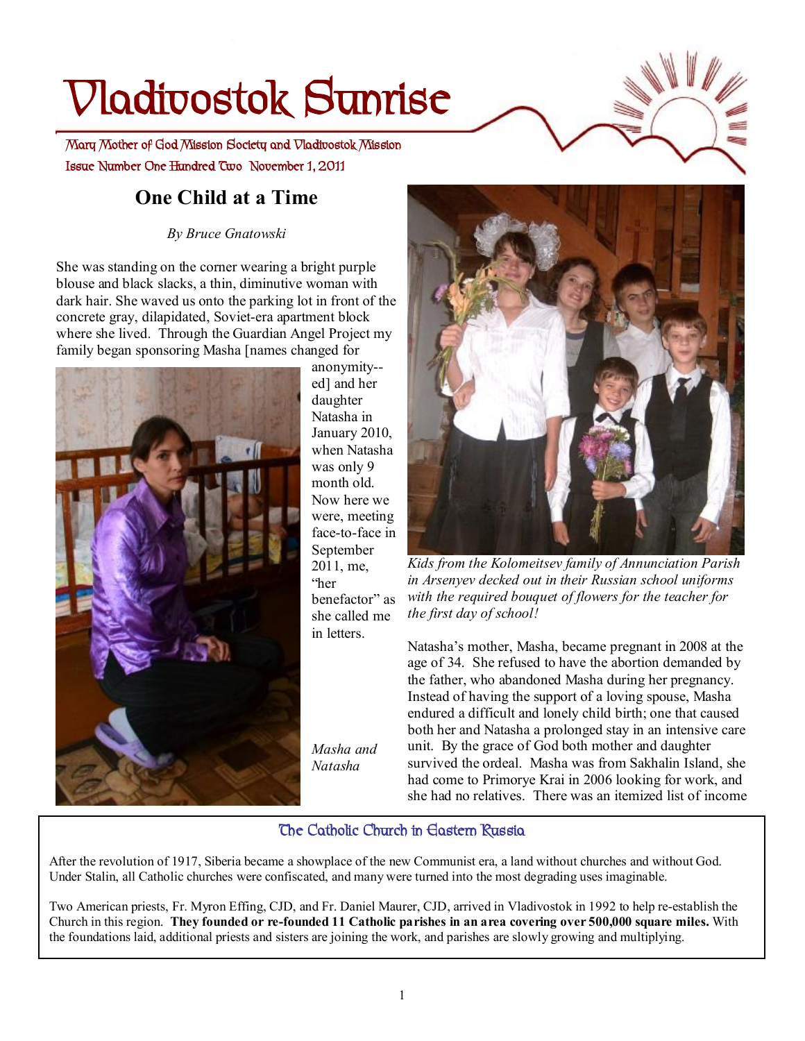# Vladivostok Sunrise

Mary Mother of God Mission Society and Vladivostok Mission

Issue Number One Hundred Two November 1, 2011

## One Child at a Time

*By Bruce Gnatowski*

She was standing on the corner wearing a bright purple blouse and black slacks, a thin, diminutive woman with dark hair. She waved us onto the parking lot in front of the concrete gray, dilapidated, Soviet-era apartment block where she lived. Through the Guardian Angel Project my family began sponsoring Masha [names changed for anonymity--ed] and her daughter Natasha in January 2010, when Natasha was only 9 month old. Now here we were, meeting face-to-face in September 2011, me, "her benefactor" as she called me in letters.

*Masha and Natasha*

*Kids from the Kolomeitsev family of Annunciation Parish in Arsenyev decked out in their Russian school uniforms with the required bouquet of flowers for the teacher for the first day of school!*

Natasha's mother, Masha, became pregnant in 2008 at the age of 34. She refused to have the abortion demanded by the father, who abandoned Masha during her pregnancy. Instead of having the support of a loving spouse, Masha endured a difficult and lonely child birth; one that caused both her and Natasha a prolonged stay in an intensive care unit. By the grace of God both mother and daughter survived the ordeal. Masha was from Sakhalin Island, she had come to Primorye Krai in 2006 looking for work, and she had no relatives. There was an itemized list of income

### The Catholic Church in Eastern Russia

After the revolution of 1917, Siberia became a showplace of the new Communist era, a land without churches and without God. Under Stalin, all Catholic churches were confiscated, and many were turned into the most degrading uses imaginable.

Two American priests, Fr. Myron Effing, CJD, and Fr. Daniel Maurer, CJD, arrived in Vladivostok in 1992 to help re-establish the Church in this region. **They founded or re-founded 11 Catholic parishes in an area covering over 500,000 square miles.** With the foundations laid, additional priests and sisters are joining the work, and parishes are slowly growing and multiplying.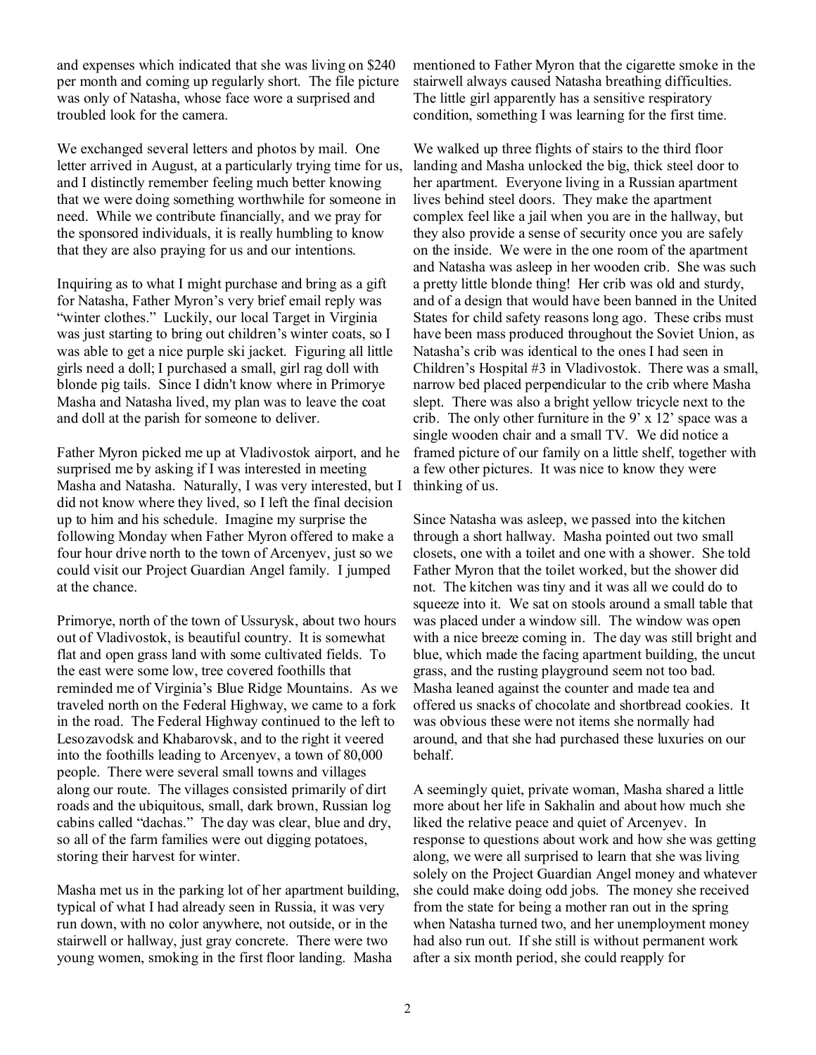and expenses which indicated that she was living on $240 per month and coming up regularly short. The file picture was only of Natasha, whose face wore a surprised and troubled look for the camera.

We exchanged several letters and photos by mail. One letter arrived in August, at a particularly trying time for us, and I distinctly remember feeling much better knowing that we were doing something worthwhile for someone in need. While we contribute financially, and we pray for the sponsored individuals, it is really humbling to know that they are also praying for us and our intentions.

Inquiring as to what I might purchase and bring as a gift for Natasha, Father Myron's very brief email reply was "winter clothes." Luckily, our local Target in Virginia was just starting to bring out children's winter coats, so I was able to get a nice purple ski jacket. Figuring all little girls need a doll; I purchased a small, girl rag doll with blonde pig tails. Since I didn't know where in Primorye Masha and Natasha lived, my plan was to leave the coat and doll at the parish for someone to deliver.

Father Myron picked me up at Vladivostok airport, and he surprised me by asking if I was interested in meeting Masha and Natasha. Naturally, I was very interested, but I did not know where they lived, so I left the final decision up to him and his schedule. Imagine my surprise the following Monday when Father Myron offered to make a four hour drive north to the town of Arcenyev, just so we could visit our Project Guardian Angel family. I jumped at the chance.

Primorye, north of the town of Ussurysk, about two hours out of Vladivostok, is beautiful country. It is somewhat flat and open grass land with some cultivated fields. To the east were some low, tree covered foothills that reminded me of Virginia's Blue Ridge Mountains. As we traveled north on the Federal Highway, we came to a fork in the road. The Federal Highway continued to the left to Lesozavodsk and Khabarovsk, and to the right it veered into the foothills leading to Arcenyev, a town of 80,000 people. There were several small towns and villages along our route. The villages consisted primarily of dirt roads and the ubiquitous, small, dark brown, Russian log cabins called "dachas." The day was clear, blue and dry, so all of the farm families were out digging potatoes, storing their harvest for winter.

Masha met us in the parking lot of her apartment building, typical of what I had already seen in Russia, it was very run down, with no color anywhere, not outside, or in the stairwell or hallway, just gray concrete. There were two young women, smoking in the first floor landing. Masha mentioned to Father Myron that the cigarette smoke in the stairwell always caused Natasha breathing difficulties. The little girl apparently has a sensitive respiratory condition, something I was learning for the first time.

We walked up three flights of stairs to the third floor landing and Masha unlocked the big, thick steel door to her apartment. Everyone living in a Russian apartment lives behind steel doors. They make the apartment complex feel like a jail when you are in the hallway, but they also provide a sense of security once you are safely on the inside. We were in the one room of the apartment and Natasha was asleep in her wooden crib. She was such a pretty little blonde thing! Her crib was old and sturdy, and of a design that would have been banned in the United States for child safety reasons long ago. These cribs must have been mass produced throughout the Soviet Union, as Natasha's crib was identical to the ones I had seen in Children's Hospital #3 in Vladivostok. There was a small, narrow bed placed perpendicular to the crib where Masha slept. There was also a bright yellow tricycle next to the crib. The only other furniture in the 9' x 12' space was a single wooden chair and a small TV. We did notice a framed picture of our family on a little shelf, together with a few other pictures. It was nice to know they were thinking of us.

Since Natasha was asleep, we passed into the kitchen through a short hallway. Masha pointed out two small closets, one with a toilet and one with a shower. She told Father Myron that the toilet worked, but the shower did not. The kitchen was tiny and it was all we could do to squeeze into it. We sat on stools around a small table that was placed under a window sill. The window was open with a nice breeze coming in. The day was still bright and blue, which made the facing apartment building, the uncut grass, and the rusting playground seem not too bad. Masha leaned against the counter and made tea and offered us snacks of chocolate and shortbread cookies. It was obvious these were not items she normally had around, and that she had purchased these luxuries on our behalf.

A seemingly quiet, private woman, Masha shared a little more about her life in Sakhalin and about how much she liked the relative peace and quiet of Arcenyev. In response to questions about work and how she was getting along, we were all surprised to learn that she was living solely on the Project Guardian Angel money and whatever she could make doing odd jobs. The money she received from the state for being a mother ran out in the spring when Natasha turned two, and her unemployment money had also run out. If she still is without permanent work after a six month period, she could reapply for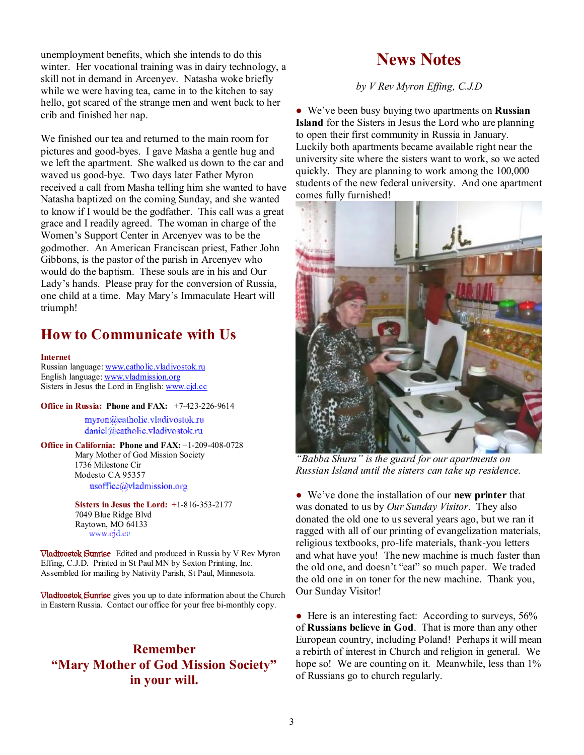unemployment benefits, which she intends to do this winter. Her vocational training was in dairy technology, a skill not in demand in Arcenyev. Natasha woke briefly while we were having tea, came in to the kitchen to say hello, got scared of the strange men and went back to her crib and finished her nap.

We finished our tea and returned to the main room for pictures and good-byes. I gave Masha a gentle hug and we left the apartment. She walked us down to the car and waved us good-bye. Two days later Father Myron received a call from Masha telling him she wanted to have Natasha baptized on the coming Sunday, and she wanted to know if I would be the godfather. This call was a great grace and I readily agreed. The woman in charge of the Women's Support Center in Arcenyev was to be the godmother. An American Franciscan priest, Father John Gibbons, is the pastor of the parish in Arcenyev who would do the baptism. These souls are in his and Our Lady's hands. Please pray for the conversion of Russia, one child at a time. May Mary's Immaculate Heart will triumph!

## How to Communicate with Us

**Internet**
Russian language: www.catholic.vladivostok.ru
English language: www.vladmission.org
Sisters in Jesus the Lord in English: www.cjd.cc

**Office in Russia: Phone and FAX:** +7-423-226-9614

myron@catholic.vladivostok.ru
daniel@catholic.vladivostok.ru

**Office in California: Phone and FAX:** +1-209-408-0728
Mary Mother of God Mission Society
1736 Milestone Cir
Modesto CA 95357
usoffice@vladmission.org

**Sisters in Jesus the Lord:** +1-816-353-2177
7049 Blue Ridge Blvd
Raytown, MO 64133
www.cjd.cc

Vladivostok Sunrise Edited and produced in Russia by V Rev Myron Effing, C.J.D. Printed in St Paul MN by Sexton Printing, Inc. Assembled for mailing by Nativity Parish, St Paul, Minnesota.

Vladivostok Sunrise gives you up to date information about the Church in Eastern Russia. Contact our office for your free bi-monthly copy.

**Remember**
**"Mary Mother of God Mission Society"**
**in your will.**

## News Notes

*by V Rev Myron Effing, C.J.D*

- We've been busy buying two apartments on **Russian Island** for the Sisters in Jesus the Lord who are planning to open their first community in Russia in January. Luckily both apartments became available right near the university site where the sisters want to work, so we acted quickly. They are planning to work among the 100,000 students of the new federal university. And one apartment comes fully furnished!

*"Babba Shura" is the guard for our apartments on Russian Island until the sisters can take up residence.*

- We've done the installation of our **new printer** that was donated to us by *Our Sunday Visitor*. They also donated the old one to us several years ago, but we ran it ragged with all of our printing of evangelization materials, religious textbooks, pro-life materials, thank-you letters and what have you! The new machine is much faster than the old one, and doesn't "eat" so much paper. We traded the old one in on toner for the new machine. Thank you, Our Sunday Visitor!

- Here is an interesting fact: According to surveys, 56% of **Russians believe in God**. That is more than any other European country, including Poland! Perhaps it will mean a rebirth of interest in Church and religion in general. We hope so! We are counting on it. Meanwhile, less than 1% of Russians go to church regularly.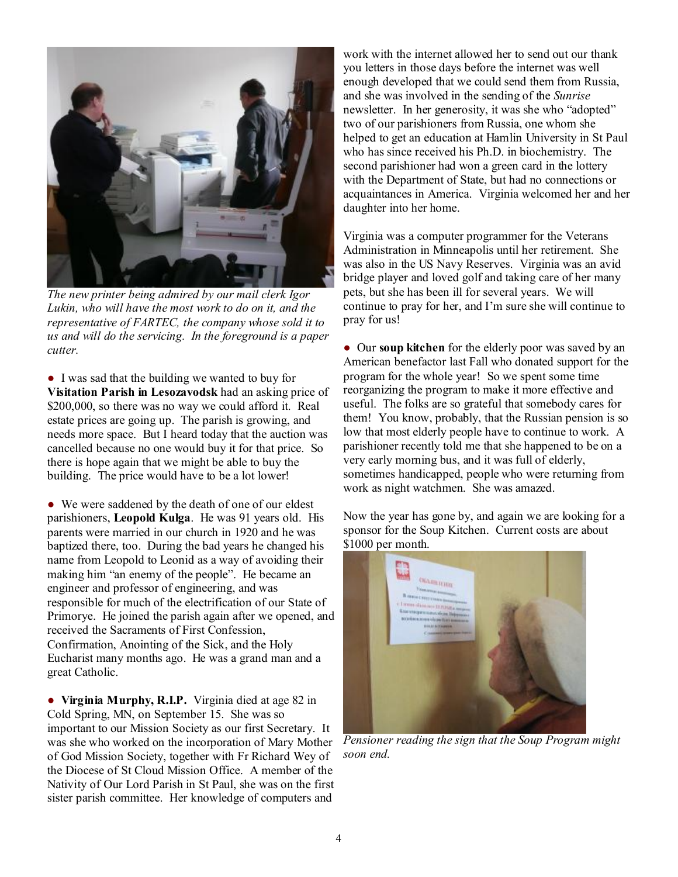*The new printer being admired by our mail clerk Igor Lukin, who will have the most work to do on it, and the representative of FARTEC, the company whose sold it to us and will do the servicing. In the foreground is a paper cutter.*

● I was sad that the building we wanted to buy for **Visitation Parish in Lesozavodsk** had an asking price of $200,000, so there was no way we could afford it. Real estate prices are going up. The parish is growing, and needs more space. But I heard today that the auction was cancelled because no one would buy it for that price. So there is hope again that we might be able to buy the building. The price would have to be a lot lower!

● We were saddened by the death of one of our eldest parishioners, **Leopold Kulga**. He was 91 years old. His parents were married in our church in 1920 and he was baptized there, too. During the bad years he changed his name from Leopold to Leonid as a way of avoiding their making him "an enemy of the people". He became an engineer and professor of engineering, and was responsible for much of the electrification of our State of Primorye. He joined the parish again after we opened, and received the Sacraments of First Confession, Confirmation, Anointing of the Sick, and the Holy Eucharist many months ago. He was a grand man and a great Catholic.

● **Virginia Murphy, R.I.P.** Virginia died at age 82 in Cold Spring, MN, on September 15. She was so important to our Mission Society as our first Secretary. It was she who worked on the incorporation of Mary Mother of God Mission Society, together with Fr Richard Wey of the Diocese of St Cloud Mission Office. A member of the Nativity of Our Lord Parish in St Paul, she was on the first sister parish committee. Her knowledge of computers and work with the internet allowed her to send out our thank you letters in those days before the internet was well enough developed that we could send them from Russia, and she was involved in the sending of the *Sunrise* newsletter. In her generosity, it was she who "adopted" two of our parishioners from Russia, one whom she helped to get an education at Hamlin University in St Paul who has since received his Ph.D. in biochemistry. The second parishioner had won a green card in the lottery with the Department of State, but had no connections or acquaintances in America. Virginia welcomed her and her daughter into her home.

Virginia was a computer programmer for the Veterans Administration in Minneapolis until her retirement. She was also in the US Navy Reserves. Virginia was an avid bridge player and loved golf and taking care of her many pets, but she has been ill for several years. We will continue to pray for her, and I'm sure she will continue to pray for us!

● Our **soup kitchen** for the elderly poor was saved by an American benefactor last Fall who donated support for the program for the whole year! So we spent some time reorganizing the program to make it more effective and useful. The folks are so grateful that somebody cares for them! You know, probably, that the Russian pension is so low that most elderly people have to continue to work. A parishioner recently told me that she happened to be on a very early morning bus, and it was full of elderly, sometimes handicapped, people who were returning from work as night watchmen. She was amazed.

Now the year has gone by, and again we are looking for a sponsor for the Soup Kitchen. Current costs are about $1000 per month.

*Pensioner reading the sign that the Soup Program might soon end.*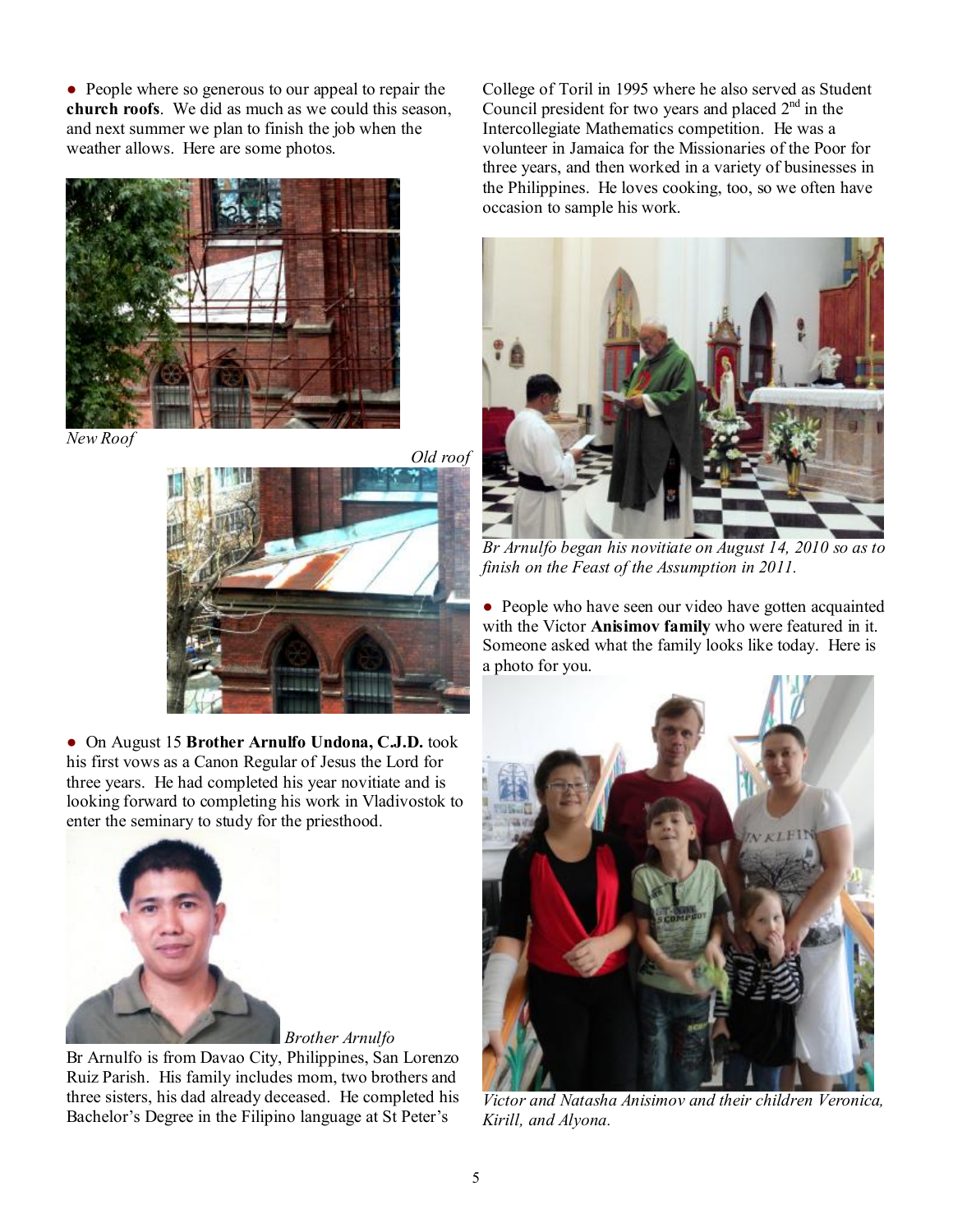● People where so generous to our appeal to repair the **church roofs**. We did as much as we could this season, and next summer we plan to finish the job when the weather allows. Here are some photos.

*New Roof*

*Old roof*

● On August 15 **Brother Arnulfo Undona, C.J.D.** took his first vows as a Canon Regular of Jesus the Lord for three years. He had completed his year novitiate and is looking forward to completing his work in Vladivostok to enter the seminary to study for the priesthood.

*Brother Arnulfo*

Br Arnulfo is from Davao City, Philippines, San Lorenzo Ruiz Parish. His family includes mom, two brothers and three sisters, his dad already deceased. He completed his Bachelor's Degree in the Filipino language at St Peter's College of Toril in 1995 where he also served as Student Council president for two years and placed 2nd in the Intercollegiate Mathematics competition. He was a volunteer in Jamaica for the Missionaries of the Poor for three years, and then worked in a variety of businesses in the Philippines. He loves cooking, too, so we often have occasion to sample his work.

*Br Arnulfo began his novitiate on August 14, 2010 so as to finish on the Feast of the Assumption in 2011.*

● People who have seen our video have gotten acquainted with the Victor **Anisimov family** who were featured in it. Someone asked what the family looks like today. Here is a photo for you.

*Victor and Natasha Anisimov and their children Veronica, Kirill, and Alyona.*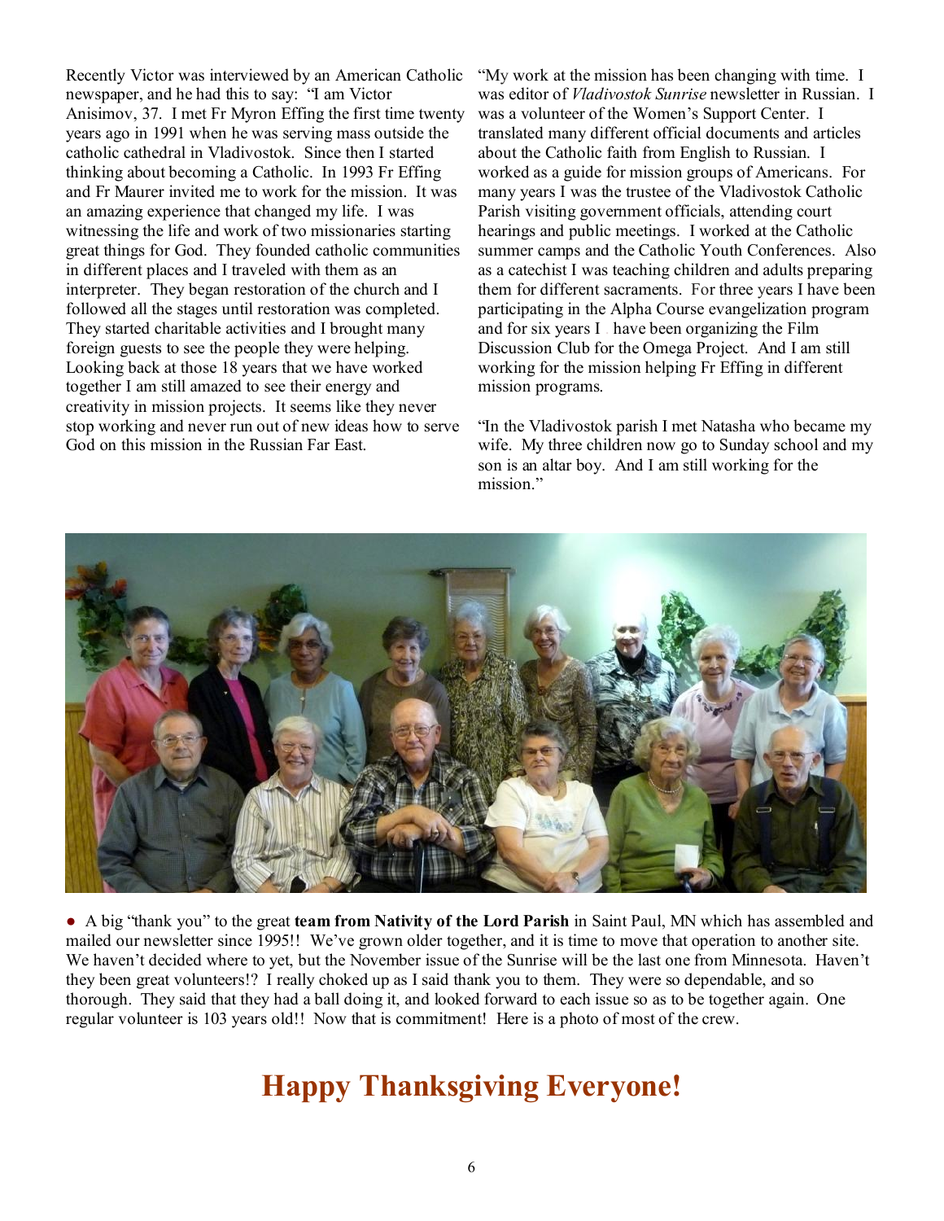Recently Victor was interviewed by an American Catholic newspaper, and he had this to say: "I am Victor Anisimov, 37. I met Fr Myron Effing the first time twenty years ago in 1991 when he was serving mass outside the catholic cathedral in Vladivostok. Since then I started thinking about becoming a Catholic. In 1993 Fr Effing and Fr Maurer invited me to work for the mission. It was an amazing experience that changed my life. I was witnessing the life and work of two missionaries starting great things for God. They founded catholic communities in different places and I traveled with them as an interpreter. They began restoration of the church and I followed all the stages until restoration was completed. They started charitable activities and I brought many foreign guests to see the people they were helping. Looking back at those 18 years that we have worked together I am still amazed to see their energy and creativity in mission projects. It seems like they never stop working and never run out of new ideas how to serve God on this mission in the Russian Far East.

"My work at the mission has been changing with time. I was editor of *Vladivostok Sunrise* newsletter in Russian. I was a volunteer of the Women's Support Center. I translated many different official documents and articles about the Catholic faith from English to Russian. I worked as a guide for mission groups of Americans. For many years I was the trustee of the Vladivostok Catholic Parish visiting government officials, attending court hearings and public meetings. I worked at the Catholic summer camps and the Catholic Youth Conferences. Also as a catechist I was teaching children and adults preparing them for different sacraments. For three years I have been participating in the Alpha Course evangelization program and for six years I have been organizing the Film Discussion Club for the Omega Project. And I am still working for the mission helping Fr Effing in different mission programs.

"In the Vladivostok parish I met Natasha who became my wife. My three children now go to Sunday school and my son is an altar boy. And I am still working for the mission."

● A big "thank you" to the great **team from Nativity of the Lord Parish** in Saint Paul, MN which has assembled and mailed our newsletter since 1995!! We've grown older together, and it is time to move that operation to another site. We haven't decided where to yet, but the November issue of the Sunrise will be the last one from Minnesota. Haven't they been great volunteers!? I really choked up as I said thank you to them. They were so dependable, and so thorough. They said that they had a ball doing it, and looked forward to each issue so as to be together again. One regular volunteer is 103 years old!! Now that is commitment! Here is a photo of most of the crew.

# Happy Thanksgiving Everyone!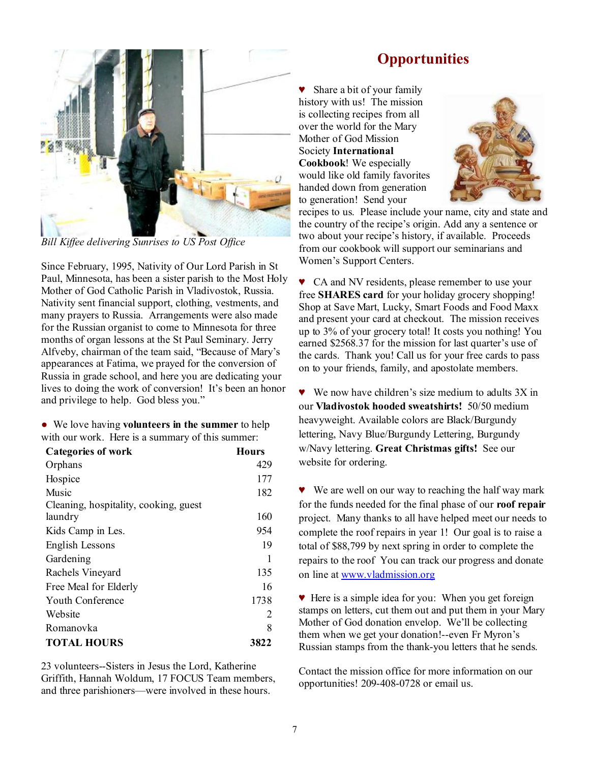*Bill Kiffee delivering Sunrises to US Post Office*

Since February, 1995, Nativity of Our Lord Parish in St Paul, Minnesota, has been a sister parish to the Most Holy Mother of God Catholic Parish in Vladivostok, Russia. Nativity sent financial support, clothing, vestments, and many prayers to Russia. Arrangements were also made for the Russian organist to come to Minnesota for three months of organ lessons at the St Paul Seminary. Jerry Alfveby, chairman of the team said, "Because of Mary's appearances at Fatima, we prayed for the conversion of Russia in grade school, and here you are dedicating your lives to doing the work of conversion! It's been an honor and privilege to help. God bless you."

- We love having **volunteers in the summer** to help with our work. Here is a summary of this summer:

| Categories of work | Hours |
|---|---|
| Orphans | 429 |
| Hospice | 177 |
| Music | 182 |
| Cleaning, hospitality, cooking, guest laundry | 160 |
| Kids Camp in Les. | 954 |
| English Lessons | 19 |
| Gardening | 1 |
| Rachels Vineyard | 135 |
| Free Meal for Elderly | 16 |
| Youth Conference | 1738 |
| Website | 2 |
| Romanovka | 8 |
| **TOTAL HOURS** | **3822** |

23 volunteers--Sisters in Jesus the Lord, Katherine Griffith, Hannah Woldum, 17 FOCUS Team members, and three parishioners—were involved in these hours.

# Opportunities

♥ Share a bit of your family history with us! The mission is collecting recipes from all over the world for the Mary Mother of God Mission Society **International Cookbook**! We especially would like old family favorites handed down from generation to generation! Send your recipes to us. Please include your name, city and state and the country of the recipe's origin. Add any a sentence or two about your recipe's history, if available. Proceeds from our cookbook will support our seminarians and Women's Support Centers.

♥ CA and NV residents, please remember to use your free **SHARES card** for your holiday grocery shopping! Shop at Save Mart, Lucky, Smart Foods and Food Maxx and present your card at checkout. The mission receives up to 3% of your grocery total! It costs you nothing! You earned $2568.37 for the mission for last quarter's use of the cards. Thank you! Call us for your free cards to pass on to your friends, family, and apostolate members.

♥ We now have children's size medium to adults 3X in our **Vladivostok hooded sweatshirts!** 50/50 medium heavyweight. Available colors are Black/Burgundy lettering, Navy Blue/Burgundy Lettering, Burgundy w/Navy lettering. **Great Christmas gifts!** See our website for ordering.

♥ We are well on our way to reaching the half way mark for the funds needed for the final phase of our **roof repair** project. Many thanks to all have helped meet our needs to complete the roof repairs in year 1! Our goal is to raise a total of $88,799 by next spring in order to complete the repairs to the roof You can track our progress and donate on line at [www.vladmission.org](http://www.vladmission.org)

♥ Here is a simple idea for you: When you get foreign stamps on letters, cut them out and put them in your Mary Mother of God donation envelop. We'll be collecting them when we get your donation!--even Fr Myron's Russian stamps from the thank-you letters that he sends.

Contact the mission office for more information on our opportunities! 209-408-0728 or email us.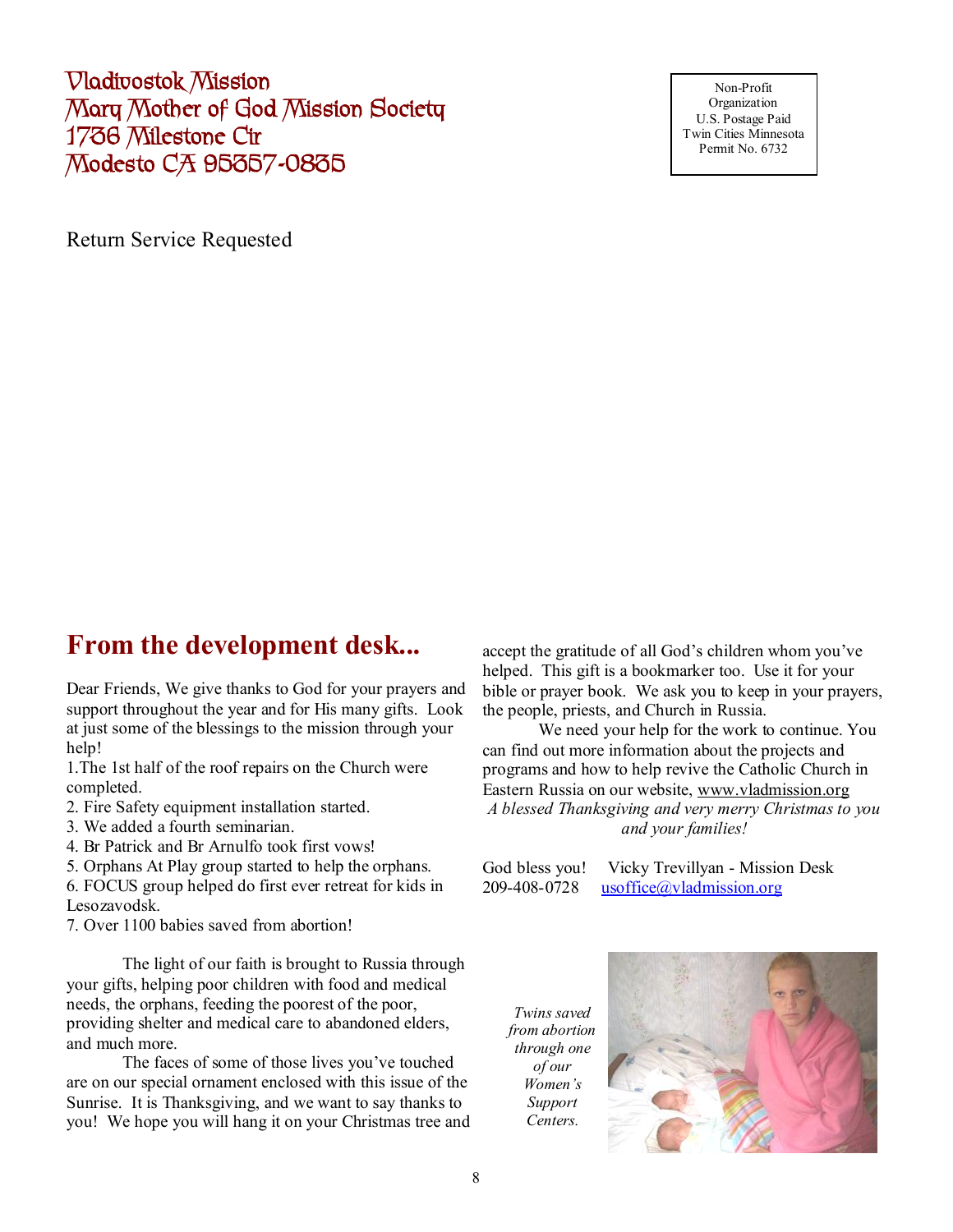Vladivostok Mission
Mary Mother of God Mission Society
1736 Milestone Cir
Modesto CA 95357-0835

Non-Profit
Organization
U.S. Postage Paid
Twin Cities Minnesota
Permit No. 6732

Return Service Requested

## From the development desk...

Dear Friends, We give thanks to God for your prayers and support throughout the year and for His many gifts. Look at just some of the blessings to the mission through your help!

1. The 1st half of the roof repairs on the Church were completed.
2. Fire Safety equipment installation started.
3. We added a fourth seminarian.
4. Br Patrick and Br Arnulfo took first vows!
5. Orphans At Play group started to help the orphans.
6. FOCUS group helped do first ever retreat for kids in Lesozavodsk.
7. Over 1100 babies saved from abortion!

The light of our faith is brought to Russia through your gifts, helping poor children with food and medical needs, the orphans, feeding the poorest of the poor, providing shelter and medical care to abandoned elders, and much more.

The faces of some of those lives you've touched are on our special ornament enclosed with this issue of the Sunrise. It is Thanksgiving, and we want to say thanks to you! We hope you will hang it on your Christmas tree and accept the gratitude of all God's children whom you've helped. This gift is a bookmarker too. Use it for your bible or prayer book. We ask you to keep in your prayers, the people, priests, and Church in Russia.

We need your help for the work to continue. You can find out more information about the projects and programs and how to help revive the Catholic Church in Eastern Russia on our website, www.vladmission.org

*A blessed Thanksgiving and very merry Christmas to you and your families!*

God bless you! Vicky Trevillyan - Mission Desk
209-408-0728 usoffice@vladmission.org

*Twins saved from abortion through one of our Women's Support Centers.*